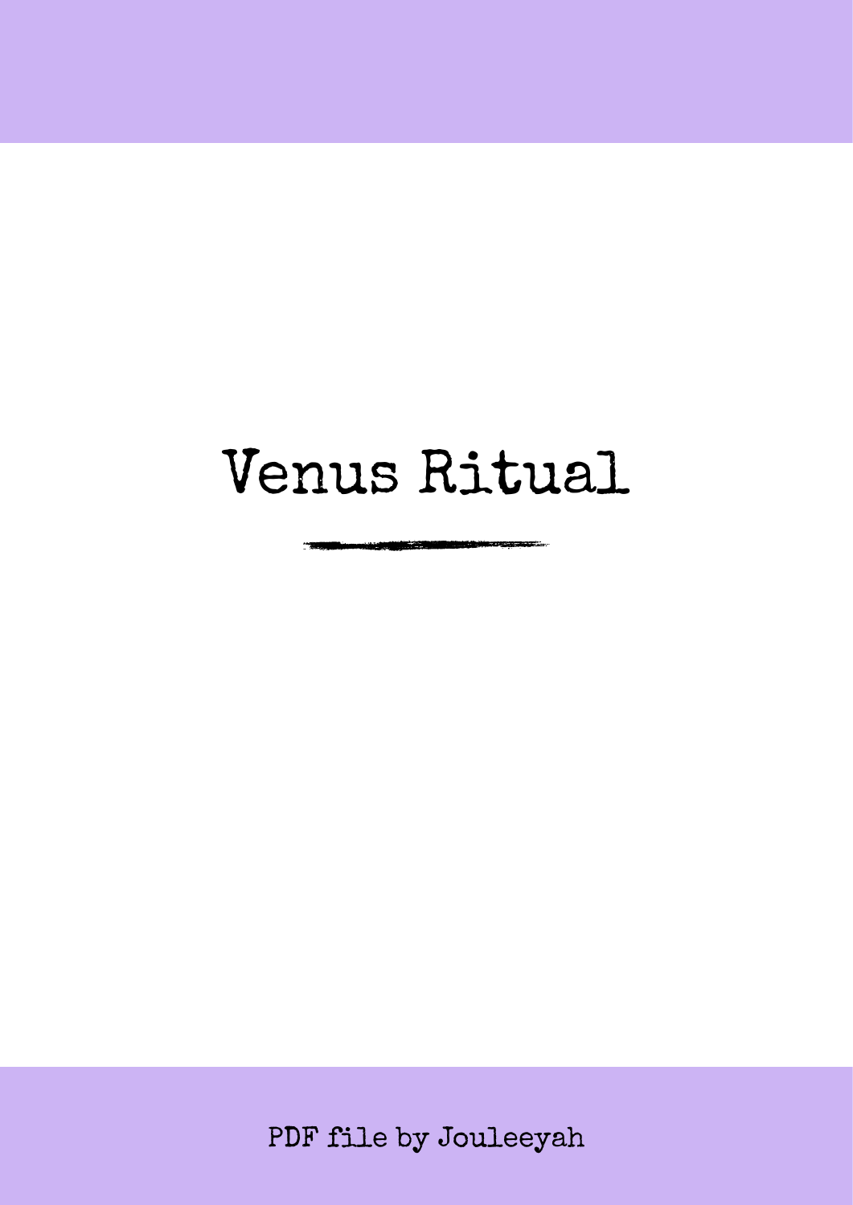# Venus Ritual

PDF file by Jouleeyah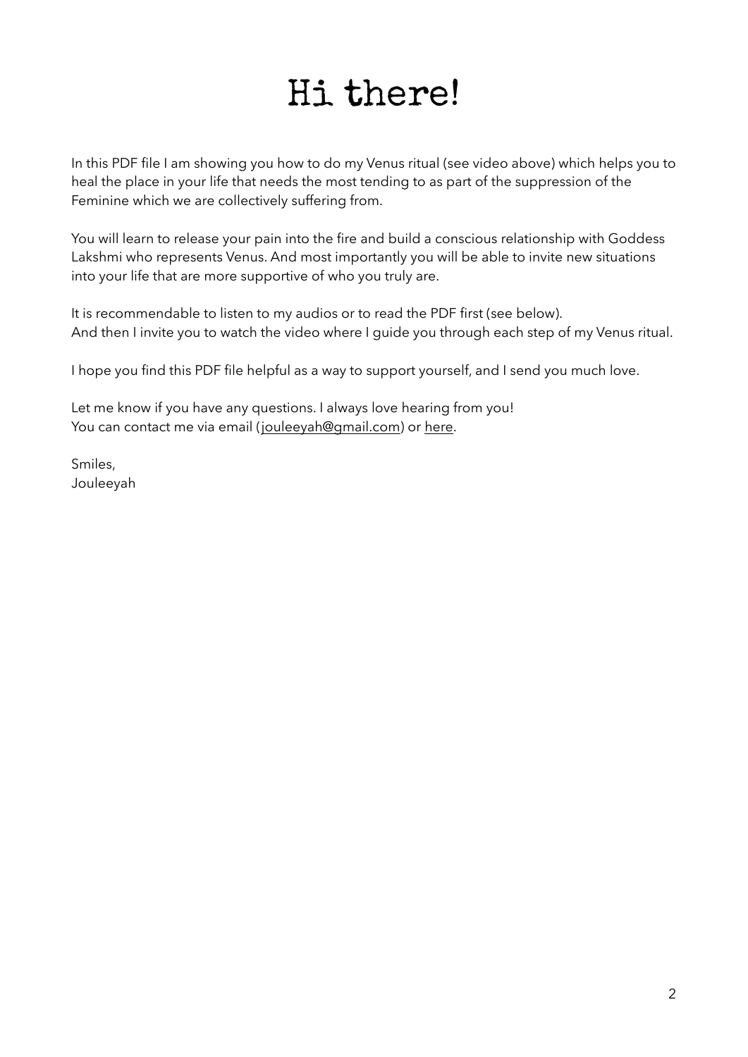# Hi there!

In this PDF file I am showing you how to do my Venus ritual (see video above) which helps you to heal the place in your life that needs the most tending to as part of the suppression of the Feminine which we are collectively suffering from.

You will learn to release your pain into the fire and build a conscious relationship with Goddess Lakshmi who represents Venus. And most importantly you will be able to invite new situations into your life that are more supportive of who you truly are.

It is recommendable to listen to my audios or to read the PDF first (see below).
And then I invite you to watch the video where I guide you through each step of my Venus ritual.

I hope you find this PDF file helpful as a way to support yourself, and I send you much love.

Let me know if you have any questions. I always love hearing from you!
You can contact me via email (jouleeyah@gmail.com) or here.

Smiles,
Jouleeyah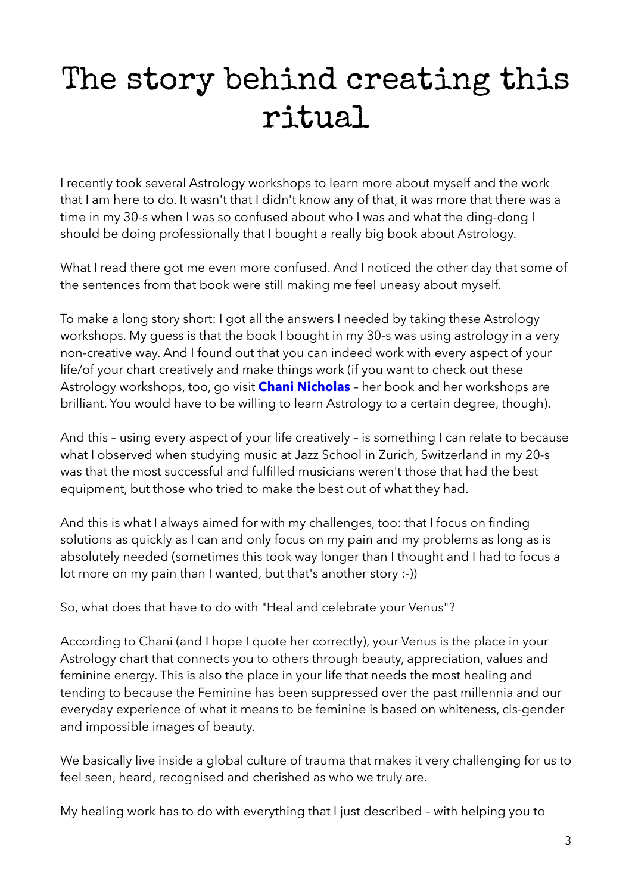# The story behind creating this ritual

I recently took several Astrology workshops to learn more about myself and the work that I am here to do. It wasn't that I didn't know any of that, it was more that there was a time in my 30-s when I was so confused about who I was and what the ding-dong I should be doing professionally that I bought a really big book about Astrology.

What I read there got me even more confused. And I noticed the other day that some of the sentences from that book were still making me feel uneasy about myself.

To make a long story short: I got all the answers I needed by taking these Astrology workshops. My guess is that the book I bought in my 30-s was using astrology in a very non-creative way. And I found out that you can indeed work with every aspect of your life/of your chart creatively and make things work (if you want to check out these Astrology workshops, too, go visit **Chani Nicholas** – her book and her workshops are brilliant. You would have to be willing to learn Astrology to a certain degree, though).

And this – using every aspect of your life creatively – is something I can relate to because what I observed when studying music at Jazz School in Zurich, Switzerland in my 20-s was that the most successful and fulfilled musicians weren't those that had the best equipment, but those who tried to make the best out of what they had.

And this is what I always aimed for with my challenges, too: that I focus on finding solutions as quickly as I can and only focus on my pain and my problems as long as is absolutely needed (sometimes this took way longer than I thought and I had to focus a lot more on my pain than I wanted, but that's another story :-))

So, what does that have to do with "Heal and celebrate your Venus"?

According to Chani (and I hope I quote her correctly), your Venus is the place in your Astrology chart that connects you to others through beauty, appreciation, values and feminine energy. This is also the place in your life that needs the most healing and tending to because the Feminine has been suppressed over the past millennia and our everyday experience of what it means to be feminine is based on whiteness, cis-gender and impossible images of beauty.

We basically live inside a global culture of trauma that makes it very challenging for us to feel seen, heard, recognised and cherished as who we truly are.

My healing work has to do with everything that I just described – with helping you to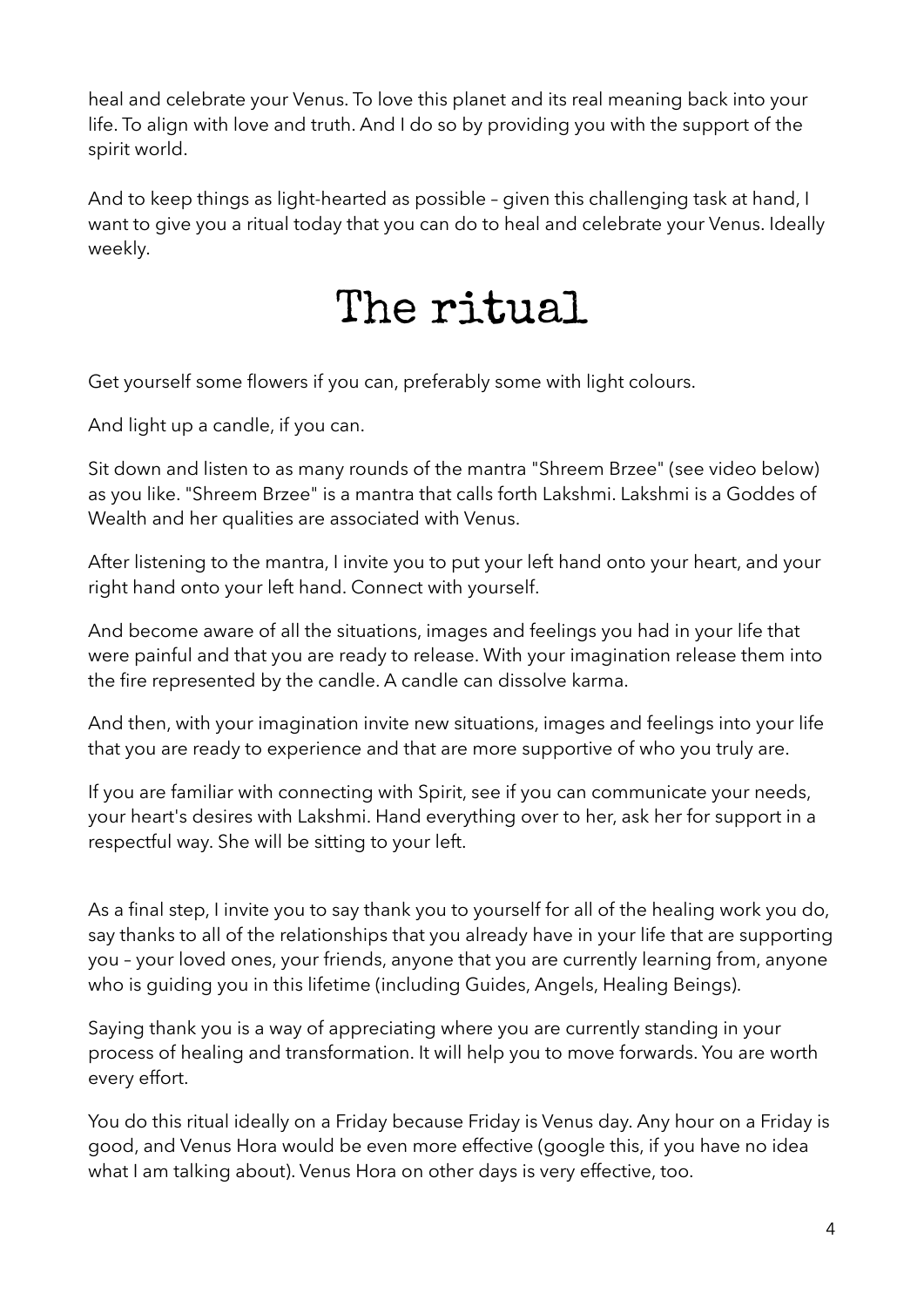heal and celebrate your Venus. To love this planet and its real meaning back into your life. To align with love and truth. And I do so by providing you with the support of the spirit world.

And to keep things as light-hearted as possible – given this challenging task at hand, I want to give you a ritual today that you can do to heal and celebrate your Venus. Ideally weekly.

# The ritual

Get yourself some flowers if you can, preferably some with light colours.

And light up a candle, if you can.

Sit down and listen to as many rounds of the mantra "Shreem Brzee" (see video below) as you like. "Shreem Brzee" is a mantra that calls forth Lakshmi. Lakshmi is a Goddes of Wealth and her qualities are associated with Venus.

After listening to the mantra, I invite you to put your left hand onto your heart, and your right hand onto your left hand. Connect with yourself.

And become aware of all the situations, images and feelings you had in your life that were painful and that you are ready to release. With your imagination release them into the fire represented by the candle. A candle can dissolve karma.

And then, with your imagination invite new situations, images and feelings into your life that you are ready to experience and that are more supportive of who you truly are.

If you are familiar with connecting with Spirit, see if you can communicate your needs, your heart's desires with Lakshmi. Hand everything over to her, ask her for support in a respectful way. She will be sitting to your left.

As a final step, I invite you to say thank you to yourself for all of the healing work you do, say thanks to all of the relationships that you already have in your life that are supporting you – your loved ones, your friends, anyone that you are currently learning from, anyone who is guiding you in this lifetime (including Guides, Angels, Healing Beings).

Saying thank you is a way of appreciating where you are currently standing in your process of healing and transformation. It will help you to move forwards. You are worth every effort.

You do this ritual ideally on a Friday because Friday is Venus day. Any hour on a Friday is good, and Venus Hora would be even more effective (google this, if you have no idea what I am talking about). Venus Hora on other days is very effective, too.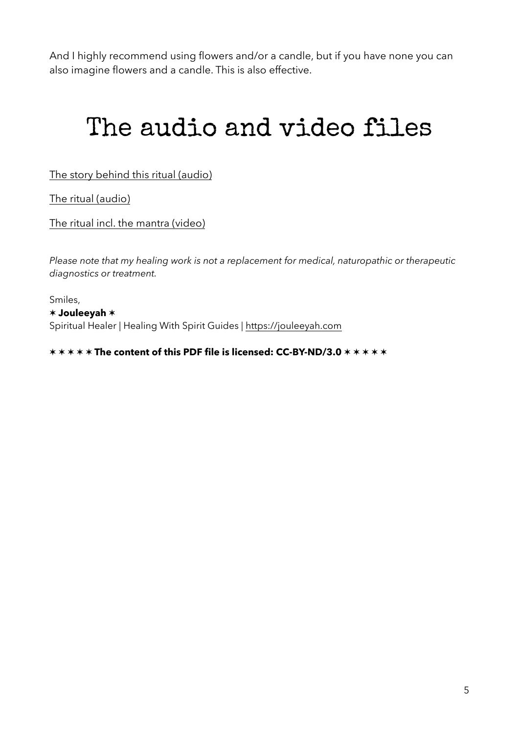And I highly recommend using flowers and/or a candle, but if you have none you can also imagine flowers and a candle. This is also effective.

# The audio and video files

The story behind this ritual (audio)

The ritual (audio)

The ritual incl. the mantra (video)

*Please note that my healing work is not a replacement for medical, naturopathic or therapeutic diagnostics or treatment.*

Smiles,
✶ **Jouleeyah** ✶
Spiritual Healer | Healing With Spirit Guides | https://jouleeyah.com

**✶ ✶ ✶ ✶ ✶ The content of this PDF file is licensed: CC-BY-ND/3.0 ✶ ✶ ✶ ✶ ✶**